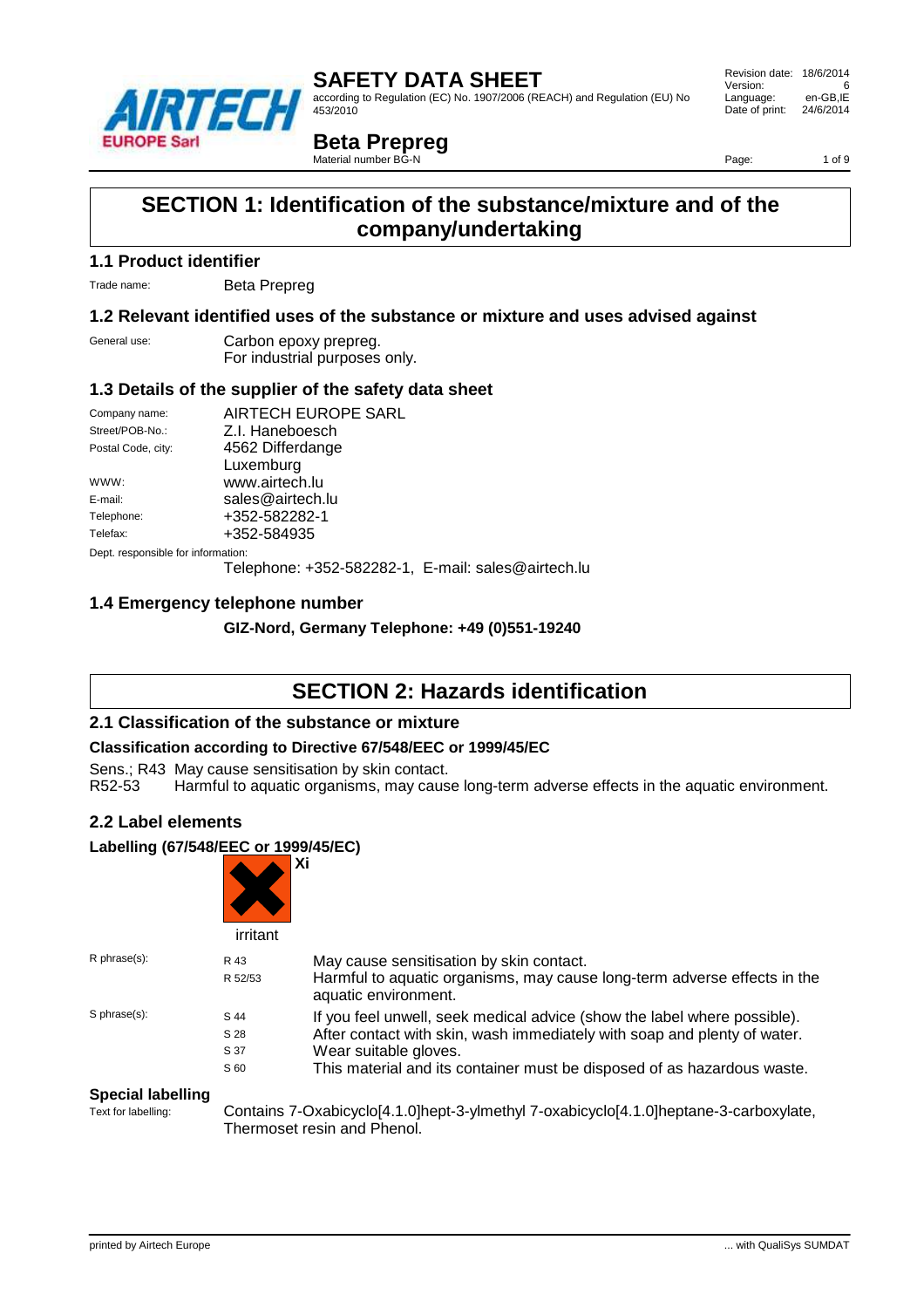# SAFETY DATA SHEET

according to Regulation (EC) No. 1907/2006 (REACH) and Regulation (EU) No 453/2010

Revision date: 18/6/2014
Version: 6
Language: en-GB,IE
Date of print: 24/6/2014

## Beta Prepreg

Material number BG-N

## SECTION 1: Identification of the substance/mixture and of the company/undertaking

### 1.1 Product identifier

Trade name: Beta Prepreg

### 1.2 Relevant identified uses of the substance or mixture and uses advised against

General use: Carbon epoxy prepreg.
For industrial purposes only.

### 1.3 Details of the supplier of the safety data sheet

| | |
|---|---|
| Company name: | AIRTECH EUROPE SARL |
| Street/POB-No.: | Z.I. Haneboesch |
| Postal Code, city: | 4562 Differdange<br>Luxemburg |
| WWW: | www.airtech.lu |
| E-mail: | sales@airtech.lu |
| Telephone: | +352-582282-1 |
| Telefax: | +352-584935 |

Dept. responsible for information:
Telephone: +352-582282-1, E-mail: sales@airtech.lu

### 1.4 Emergency telephone number

**GIZ-Nord, Germany Telephone: +49 (0)551-19240**

## SECTION 2: Hazards identification

### 2.1 Classification of the substance or mixture

**Classification according to Directive 67/548/EEC or 1999/45/EC**

Sens.; R43 May cause sensitisation by skin contact.
R52-53 Harmful to aquatic organisms, may cause long-term adverse effects in the aquatic environment.

### 2.2 Label elements

**Labelling (67/548/EEC or 1999/45/EC)**

Xi
irritant

| | | |
|---|---|---|
| R phrase(s): | R 43 | May cause sensitisation by skin contact. |
| | R 52/53 | Harmful to aquatic organisms, may cause long-term adverse effects in the aquatic environment. |
| S phrase(s): | S 44 | If you feel unwell, seek medical advice (show the label where possible). |
| | S 28 | After contact with skin, wash immediately with soap and plenty of water. |
| | S 37 | Wear suitable gloves. |
| | S 60 | This material and its container must be disposed of as hazardous waste. |

**Special labelling**

Text for labelling: Contains 7-Oxabicyclo[4.1.0]hept-3-ylmethyl 7-oxabicyclo[4.1.0]heptane-3-carboxylate, Thermoset resin and Phenol.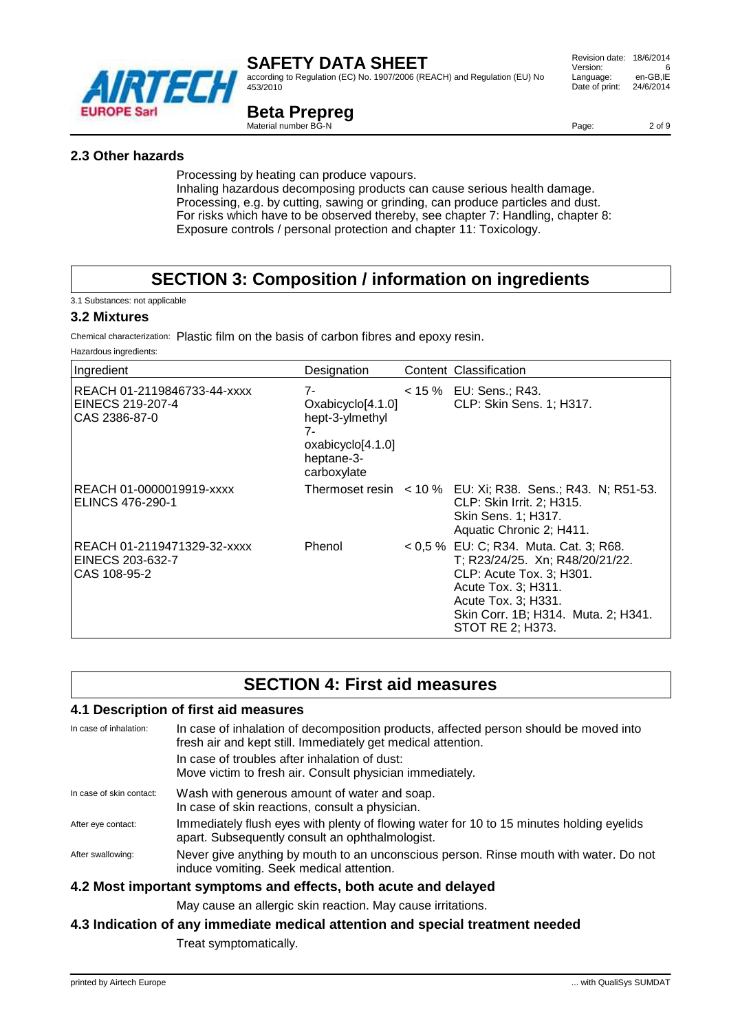## 2.3 Other hazards

Processing by heating can produce vapours.
Inhaling hazardous decomposing products can cause serious health damage.
Processing, e.g. by cutting, sawing or grinding, can produce particles and dust.
For risks which have to be observed thereby, see chapter 7: Handling, chapter 8: Exposure controls / personal protection and chapter 11: Toxicology.

# SECTION 3: Composition / information on ingredients

3.1 Substances: not applicable

## 3.2 Mixtures

Chemical characterization: Plastic film on the basis of carbon fibres and epoxy resin.

Hazardous ingredients:

| Ingredient | Designation | Content | Classification |
|---|---|---|---|
| REACH 01-2119846733-44-xxxx<br>EINECS 219-207-4<br>CAS 2386-87-0 | 7-Oxabicyclo[4.1.0]hept-3-ylmethyl 7-oxabicyclo[4.1.0]heptane-3-carboxylate | < 15 % | EU: Sens.; R43.<br>CLP: Skin Sens. 1; H317. |
| REACH 01-0000019919-xxxx<br>ELINCS 476-290-1 | Thermoset resin | < 10 % | EU: Xi; R38. Sens.; R43. N; R51-53.<br>CLP: Skin Irrit. 2; H315.<br>Skin Sens. 1; H317.<br>Aquatic Chronic 2; H411. |
| REACH 01-2119471329-32-xxxx<br>EINECS 203-632-7<br>CAS 108-95-2 | Phenol | < 0,5 % | EU: C; R34. Muta. Cat. 3; R68.<br>T; R23/24/25. Xn; R48/20/21/22.<br>CLP: Acute Tox. 3; H301.<br>Acute Tox. 3; H311.<br>Acute Tox. 3; H331.<br>Skin Corr. 1B; H314. Muta. 2; H341.<br>STOT RE 2; H373. |

# SECTION 4: First aid measures

## 4.1 Description of first aid measures

In case of inhalation: In case of inhalation of decomposition products, affected person should be moved into fresh air and kept still. Immediately get medical attention.
In case of troubles after inhalation of dust:
Move victim to fresh air. Consult physician immediately.

In case of skin contact: Wash with generous amount of water and soap.
In case of skin reactions, consult a physician.

After eye contact: Immediately flush eyes with plenty of flowing water for 10 to 15 minutes holding eyelids apart. Subsequently consult an ophthalmologist.

After swallowing: Never give anything by mouth to an unconscious person. Rinse mouth with water. Do not induce vomiting. Seek medical attention.

## 4.2 Most important symptoms and effects, both acute and delayed

May cause an allergic skin reaction. May cause irritations.

## 4.3 Indication of any immediate medical attention and special treatment needed

Treat symptomatically.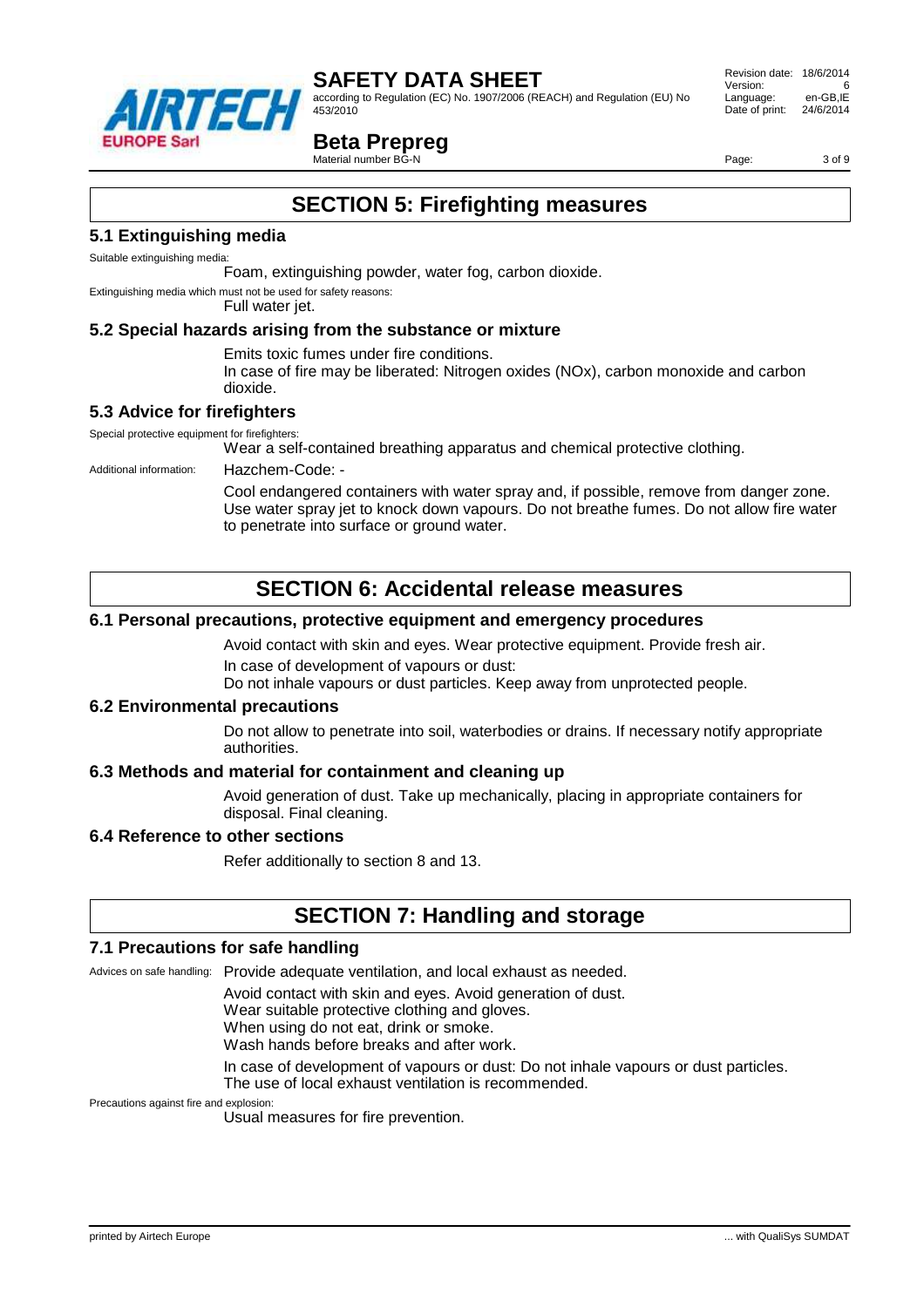# SECTION 5: Firefighting measures

## 5.1 Extinguishing media

Suitable extinguishing media:

Foam, extinguishing powder, water fog, carbon dioxide.

Extinguishing media which must not be used for safety reasons:

Full water jet.

## 5.2 Special hazards arising from the substance or mixture

Emits toxic fumes under fire conditions.

In case of fire may be liberated: Nitrogen oxides (NOx), carbon monoxide and carbon dioxide.

## 5.3 Advice for firefighters

Special protective equipment for firefighters:

Wear a self-contained breathing apparatus and chemical protective clothing.

Additional information: Hazchem-Code: -

Cool endangered containers with water spray and, if possible, remove from danger zone. Use water spray jet to knock down vapours. Do not breathe fumes. Do not allow fire water to penetrate into surface or ground water.

# SECTION 6: Accidental release measures

## 6.1 Personal precautions, protective equipment and emergency procedures

Avoid contact with skin and eyes. Wear protective equipment. Provide fresh air.

In case of development of vapours or dust:

Do not inhale vapours or dust particles. Keep away from unprotected people.

## 6.2 Environmental precautions

Do not allow to penetrate into soil, waterbodies or drains. If necessary notify appropriate authorities.

## 6.3 Methods and material for containment and cleaning up

Avoid generation of dust. Take up mechanically, placing in appropriate containers for disposal. Final cleaning.

## 6.4 Reference to other sections

Refer additionally to section 8 and 13.

# SECTION 7: Handling and storage

## 7.1 Precautions for safe handling

Advices on safe handling: Provide adequate ventilation, and local exhaust as needed.

Avoid contact with skin and eyes. Avoid generation of dust.
Wear suitable protective clothing and gloves.
When using do not eat, drink or smoke.
Wash hands before breaks and after work.

In case of development of vapours or dust: Do not inhale vapours or dust particles.
The use of local exhaust ventilation is recommended.

Precautions against fire and explosion:

Usual measures for fire prevention.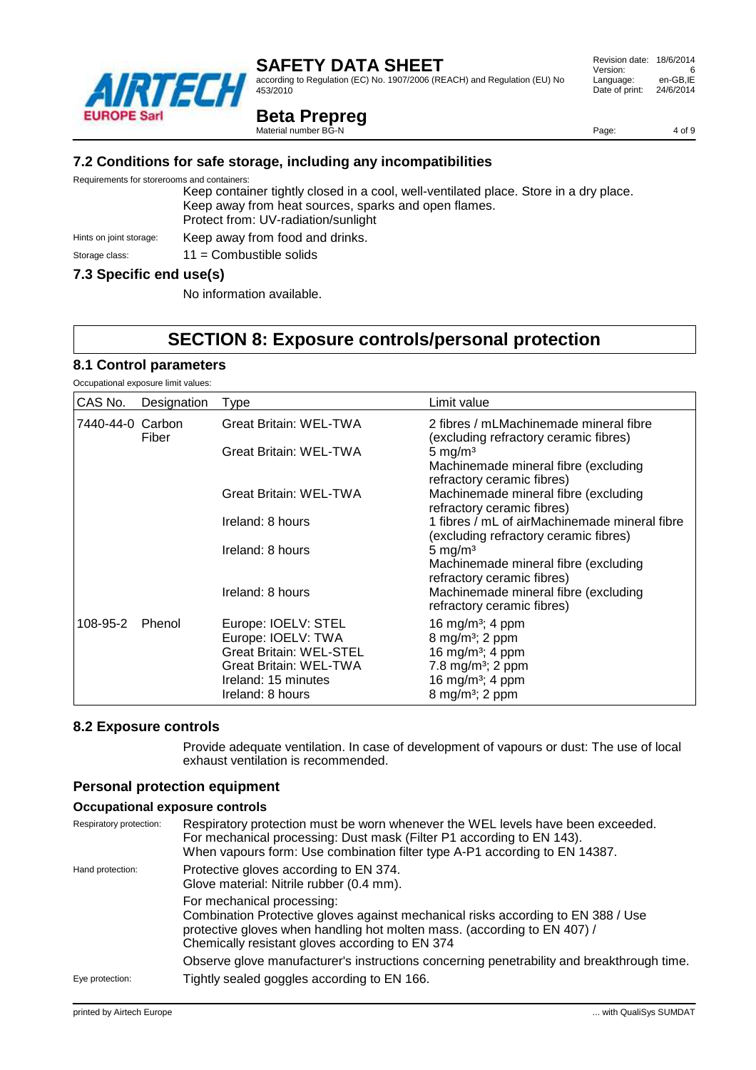## 7.2 Conditions for safe storage, including any incompatibilities

Requirements for storerooms and containers:

Keep container tightly closed in a cool, well-ventilated place. Store in a dry place.
Keep away from heat sources, sparks and open flames.
Protect from: UV-radiation/sunlight

Hints on joint storage: Keep away from food and drinks.

Storage class: 11 = Combustible solids

## 7.3 Specific end use(s)

No information available.

# SECTION 8: Exposure controls/personal protection

## 8.1 Control parameters

Occupational exposure limit values:

| CAS No. | Designation | Type | Limit value |
|---|---|---|---|
| 7440-44-0 | Carbon Fiber | Great Britain: WEL-TWA | 2 fibres / mLMachinemade mineral fibre (excluding refractory ceramic fibres) |
| | | Great Britain: WEL-TWA | 5 mg/m³ Machinemade mineral fibre (excluding refractory ceramic fibres) |
| | | Great Britain: WEL-TWA | Machinemade mineral fibre (excluding refractory ceramic fibres) |
| | | Ireland: 8 hours | 1 fibres / mL of airMachinemade mineral fibre (excluding refractory ceramic fibres) |
| | | Ireland: 8 hours | 5 mg/m³ Machinemade mineral fibre (excluding refractory ceramic fibres) |
| | | Ireland: 8 hours | Machinemade mineral fibre (excluding refractory ceramic fibres) |
| 108-95-2 | Phenol | Europe: IOELV: STEL | 16 mg/m³; 4 ppm |
| | | Europe: IOELV: TWA | 8 mg/m³; 2 ppm |
| | | Great Britain: WEL-STEL | 16 mg/m³; 4 ppm |
| | | Great Britain: WEL-TWA | 7.8 mg/m³; 2 ppm |
| | | Ireland: 15 minutes | 16 mg/m³; 4 ppm |
| | | Ireland: 8 hours | 8 mg/m³; 2 ppm |

## 8.2 Exposure controls

Provide adequate ventilation. In case of development of vapours or dust: The use of local exhaust ventilation is recommended.

## Personal protection equipment

### Occupational exposure controls

Respiratory protection: Respiratory protection must be worn whenever the WEL levels have been exceeded. For mechanical processing: Dust mask (Filter P1 according to EN 143). When vapours form: Use combination filter type A-P1 according to EN 14387.

Hand protection: Protective gloves according to EN 374.
Glove material: Nitrile rubber (0.4 mm).

For mechanical processing:
Combination Protective gloves against mechanical risks according to EN 388 / Use protective gloves when handling hot molten mass. (according to EN 407) / Chemically resistant gloves according to EN 374

Observe glove manufacturer's instructions concerning penetrability and breakthrough time.

Eye protection: Tightly sealed goggles according to EN 166.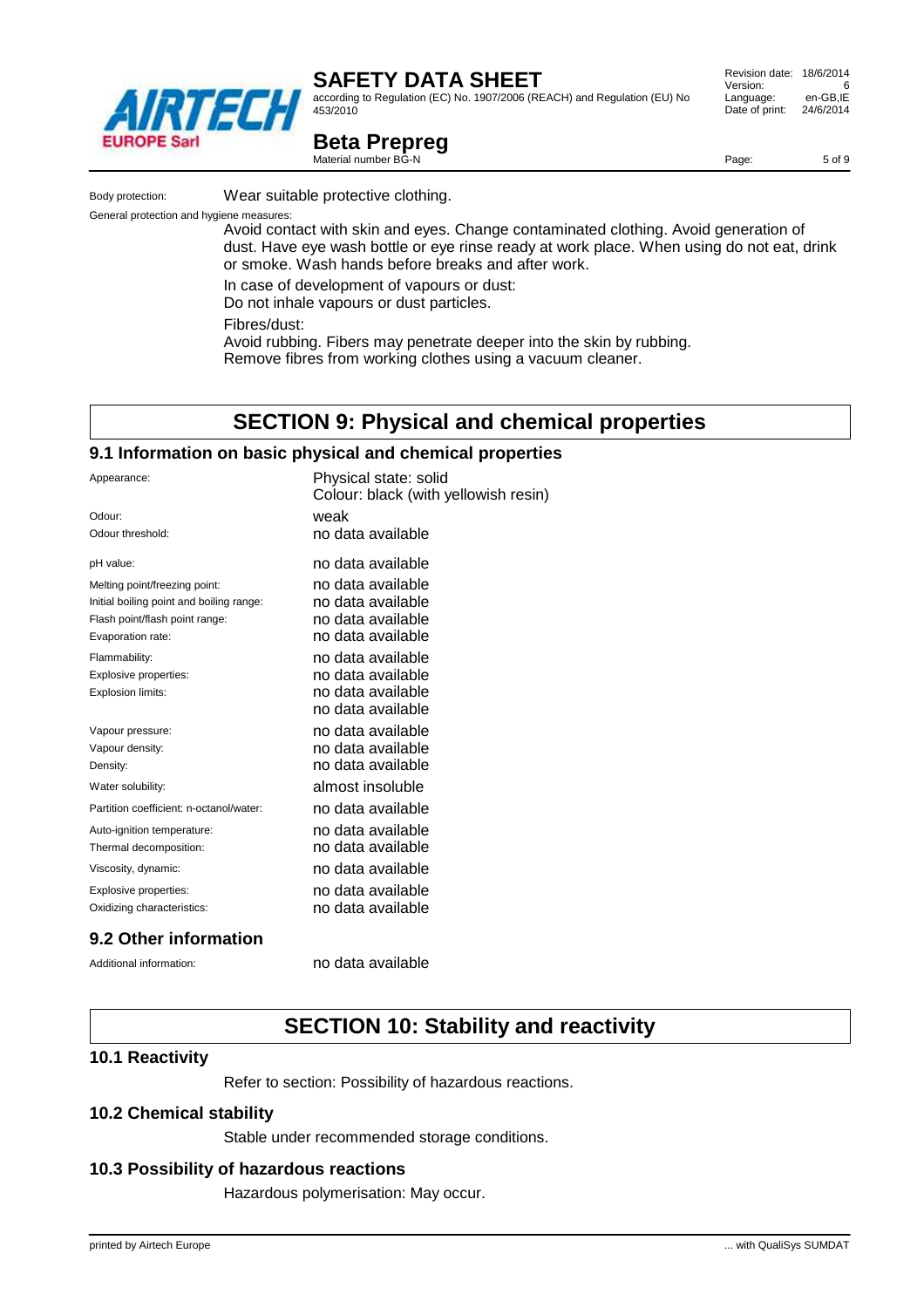Body protection: Wear suitable protective clothing.

General protection and hygiene measures:

Avoid contact with skin and eyes. Change contaminated clothing. Avoid generation of dust. Have eye wash bottle or eye rinse ready at work place. When using do not eat, drink or smoke. Wash hands before breaks and after work.

In case of development of vapours or dust:
Do not inhale vapours or dust particles.

Fibres/dust:
Avoid rubbing. Fibers may penetrate deeper into the skin by rubbing.
Remove fibres from working clothes using a vacuum cleaner.

# SECTION 9: Physical and chemical properties

## 9.1 Information on basic physical and chemical properties

| | |
|---|---|
| Appearance: | Physical state: solid<br>Colour: black (with yellowish resin) |
| Odour: | weak |
| Odour threshold: | no data available |
| pH value: | no data available |
| Melting point/freezing point: | no data available |
| Initial boiling point and boiling range: | no data available |
| Flash point/flash point range: | no data available |
| Evaporation rate: | no data available |
| Flammability: | no data available |
| Explosive properties: | no data available |
| Explosion limits: | no data available<br>no data available |
| Vapour pressure: | no data available |
| Vapour density: | no data available |
| Density: | no data available |
| Water solubility: | almost insoluble |
| Partition coefficient: n-octanol/water: | no data available |
| Auto-ignition temperature: | no data available |
| Thermal decomposition: | no data available |
| Viscosity, dynamic: | no data available |
| Explosive properties: | no data available |
| Oxidizing characteristics: | no data available |

## 9.2 Other information

Additional information: no data available

# SECTION 10: Stability and reactivity

## 10.1 Reactivity

Refer to section: Possibility of hazardous reactions.

## 10.2 Chemical stability

Stable under recommended storage conditions.

## 10.3 Possibility of hazardous reactions

Hazardous polymerisation: May occur.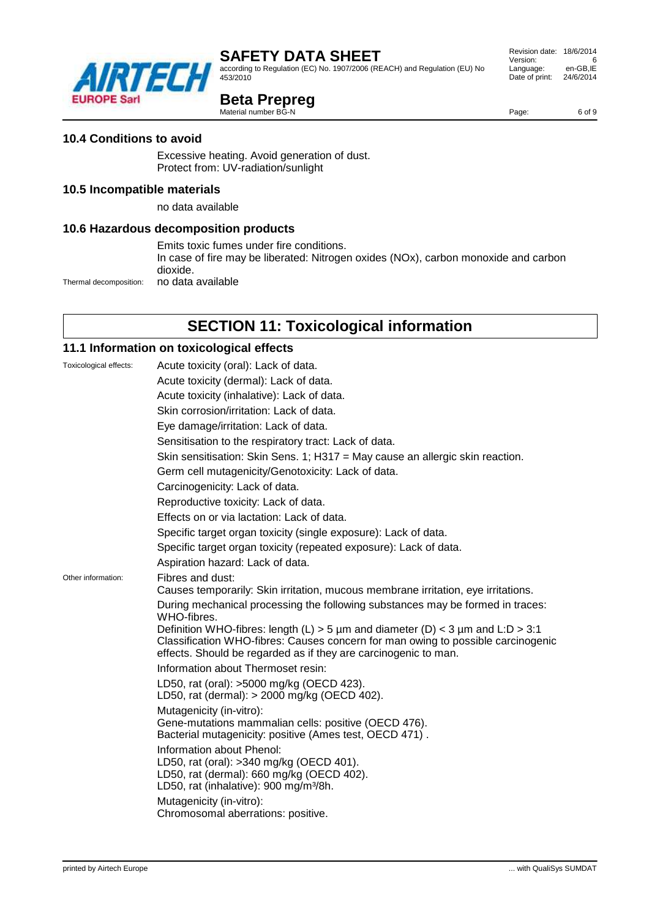### 10.4 Conditions to avoid

Excessive heating. Avoid generation of dust.
Protect from: UV-radiation/sunlight

### 10.5 Incompatible materials

no data available

### 10.6 Hazardous decomposition products

Emits toxic fumes under fire conditions.
In case of fire may be liberated: Nitrogen oxides (NOx), carbon monoxide and carbon dioxide.

Thermal decomposition: no data available

## SECTION 11: Toxicological information

### 11.1 Information on toxicological effects

Toxicological effects:

Acute toxicity (oral): Lack of data.

Acute toxicity (dermal): Lack of data.

Acute toxicity (inhalative): Lack of data.

Skin corrosion/irritation: Lack of data.

Eye damage/irritation: Lack of data.

Sensitisation to the respiratory tract: Lack of data.

Skin sensitisation: Skin Sens. 1; H317 = May cause an allergic skin reaction.

Germ cell mutagenicity/Genotoxicity: Lack of data.

Carcinogenicity: Lack of data.

Reproductive toxicity: Lack of data.

Effects on or via lactation: Lack of data.

Specific target organ toxicity (single exposure): Lack of data.

Specific target organ toxicity (repeated exposure): Lack of data.

Aspiration hazard: Lack of data.

Other information:

Fibres and dust:
Causes temporarily: Skin irritation, mucous membrane irritation, eye irritations.

During mechanical processing the following substances may be formed in traces: WHO-fibres.
Definition WHO-fibres: length (L) > 5 µm and diameter (D) < 3 µm and L:D > 3:1
Classification WHO-fibres: Causes concern for man owing to possible carcinogenic effects. Should be regarded as if they are carcinogenic to man.

Information about Thermoset resin:

LD50, rat (oral): >5000 mg/kg (OECD 423).
LD50, rat (dermal): > 2000 mg/kg (OECD 402).

Mutagenicity (in-vitro):
Gene-mutations mammalian cells: positive (OECD 476).
Bacterial mutagenicity: positive (Ames test, OECD 471) .

Information about Phenol:
LD50, rat (oral): >340 mg/kg (OECD 401).
LD50, rat (dermal): 660 mg/kg (OECD 402).
LD50, rat (inhalative): 900 mg/m³/8h.

Mutagenicity (in-vitro):
Chromosomal aberrations: positive.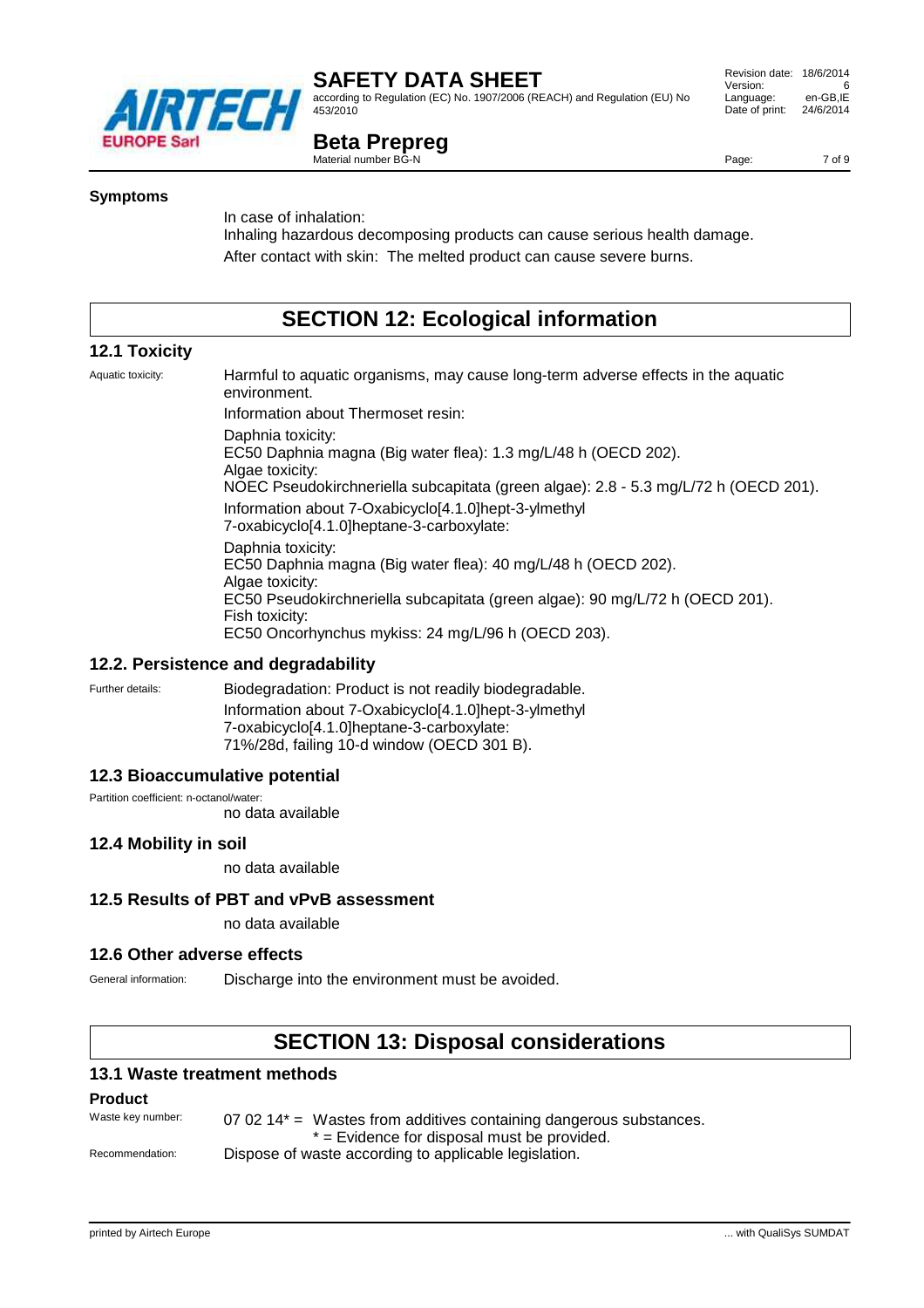**Symptoms**

In case of inhalation:
Inhaling hazardous decomposing products can cause serious health damage.

After contact with skin: The melted product can cause severe burns.

## SECTION 12: Ecological information

### 12.1 Toxicity

Aquatic toxicity: Harmful to aquatic organisms, may cause long-term adverse effects in the aquatic environment.

Information about Thermoset resin:

Daphnia toxicity:
EC50 Daphnia magna (Big water flea): 1.3 mg/L/48 h (OECD 202).
Algae toxicity:
NOEC Pseudokirchneriella subcapitata (green algae): 2.8 - 5.3 mg/L/72 h (OECD 201).

Information about 7-Oxabicyclo[4.1.0]hept-3-ylmethyl 7-oxabicyclo[4.1.0]heptane-3-carboxylate:

Daphnia toxicity:
EC50 Daphnia magna (Big water flea): 40 mg/L/48 h (OECD 202).
Algae toxicity:
EC50 Pseudokirchneriella subcapitata (green algae): 90 mg/L/72 h (OECD 201).
Fish toxicity:
EC50 Oncorhynchus mykiss: 24 mg/L/96 h (OECD 203).

### 12.2. Persistence and degradability

Further details: Biodegradation: Product is not readily biodegradable.
Information about 7-Oxabicyclo[4.1.0]hept-3-ylmethyl 7-oxabicyclo[4.1.0]heptane-3-carboxylate:
71%/28d, failing 10-d window (OECD 301 B).

### 12.3 Bioaccumulative potential

Partition coefficient: n-octanol/water:
no data available

### 12.4 Mobility in soil

no data available

### 12.5 Results of PBT and vPvB assessment

no data available

### 12.6 Other adverse effects

General information: Discharge into the environment must be avoided.

## SECTION 13: Disposal considerations

### 13.1 Waste treatment methods

**Product**

Waste key number: 07 02 14* = Wastes from additives containing dangerous substances.
* = Evidence for disposal must be provided.

Recommendation: Dispose of waste according to applicable legislation.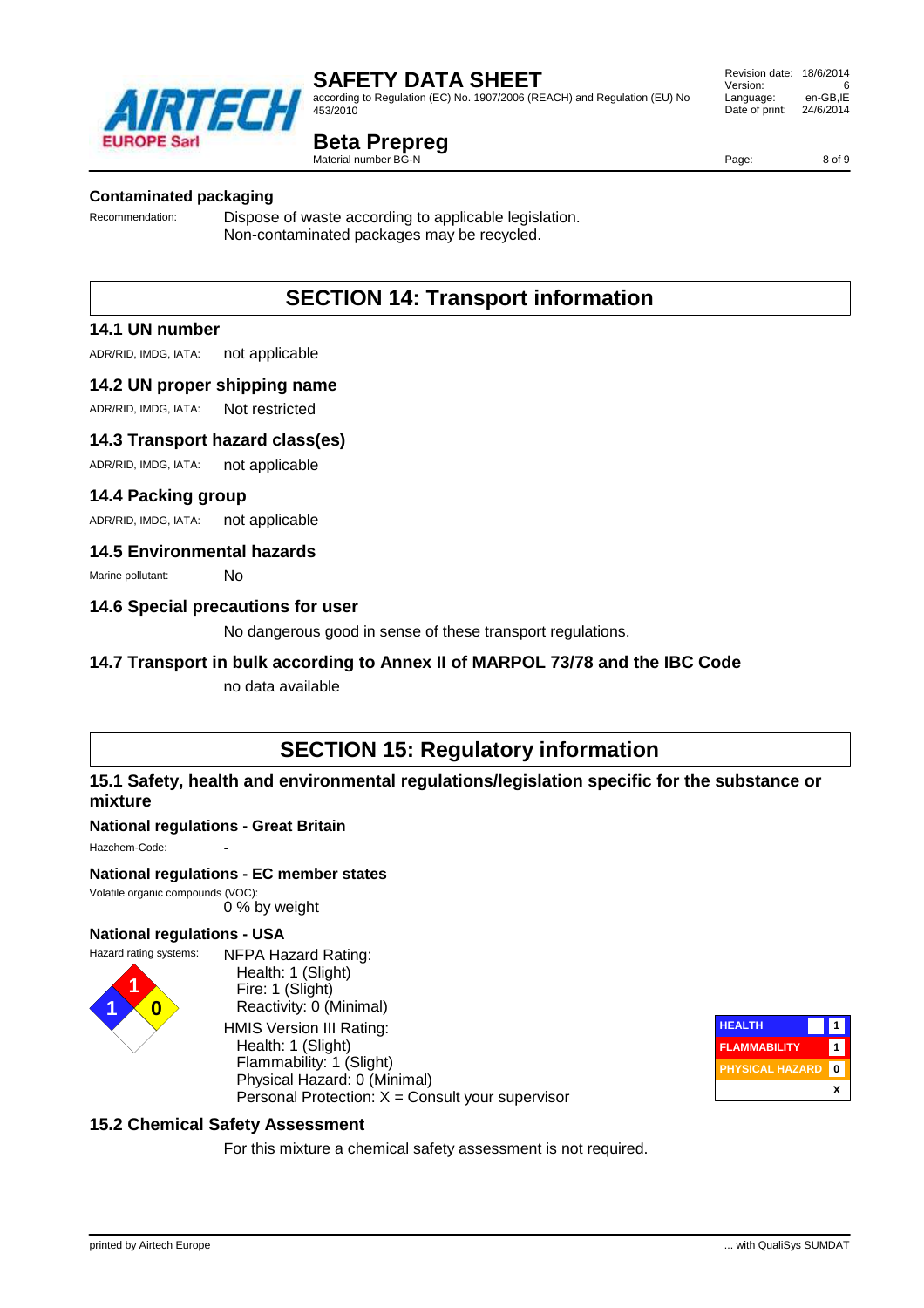### Contaminated packaging

Recommendation: Dispose of waste according to applicable legislation. Non-contaminated packages may be recycled.

## SECTION 14: Transport information

### 14.1 UN number

ADR/RID, IMDG, IATA: not applicable

### 14.2 UN proper shipping name

ADR/RID, IMDG, IATA: Not restricted

### 14.3 Transport hazard class(es)

ADR/RID, IMDG, IATA: not applicable

### 14.4 Packing group

ADR/RID, IMDG, IATA: not applicable

### 14.5 Environmental hazards

Marine pollutant: No

### 14.6 Special precautions for user

No dangerous good in sense of these transport regulations.

### 14.7 Transport in bulk according to Annex II of MARPOL 73/78 and the IBC Code

no data available

## SECTION 15: Regulatory information

### 15.1 Safety, health and environmental regulations/legislation specific for the substance or mixture

#### National regulations - Great Britain

Hazchem-Code: -

#### National regulations - EC member states

Volatile organic compounds (VOC):
0 % by weight

#### National regulations - USA

Hazard rating systems:

NFPA Hazard Rating:
- Health: 1 (Slight)
- Fire: 1 (Slight)
- Reactivity: 0 (Minimal)

HMIS Version III Rating:
- Health: 1 (Slight)
- Flammability: 1 (Slight)
- Physical Hazard: 0 (Minimal)
- Personal Protection: X = Consult your supervisor

| HEALTH | 1 |
|---|---|
| FLAMMABILITY | 1 |
| PHYSICAL HAZARD | 0 |
| | X |

### 15.2 Chemical Safety Assessment

For this mixture a chemical safety assessment is not required.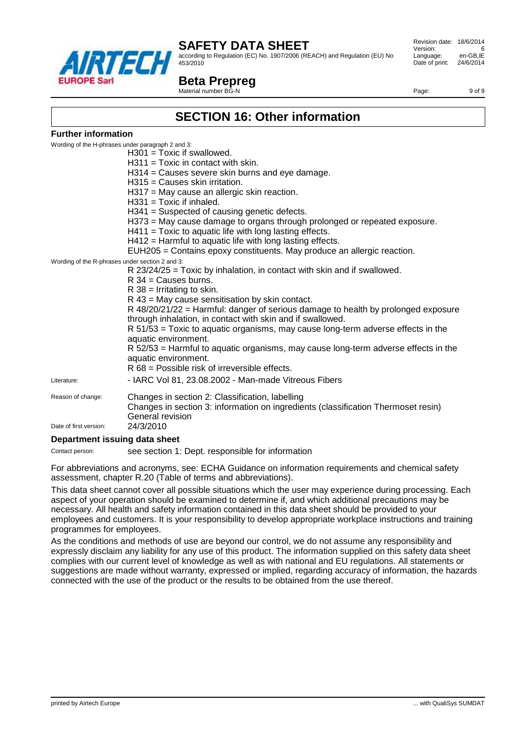# SECTION 16: Other information

### Further information

Wording of the H-phrases under paragraph 2 and 3:

H301 = Toxic if swallowed.
H311 = Toxic in contact with skin.
H314 = Causes severe skin burns and eye damage.
H315 = Causes skin irritation.
H317 = May cause an allergic skin reaction.
H331 = Toxic if inhaled.
H341 = Suspected of causing genetic defects.
H373 = May cause damage to organs through prolonged or repeated exposure.
H411 = Toxic to aquatic life with long lasting effects.
H412 = Harmful to aquatic life with long lasting effects.
EUH205 = Contains epoxy constituents. May produce an allergic reaction.

Wording of the R-phrases under section 2 and 3:

R 23/24/25 = Toxic by inhalation, in contact with skin and if swallowed.
R 34 = Causes burns.
R 38 = Irritating to skin.
R 43 = May cause sensitisation by skin contact.
R 48/20/21/22 = Harmful: danger of serious damage to health by prolonged exposure through inhalation, in contact with skin and if swallowed.
R 51/53 = Toxic to aquatic organisms, may cause long-term adverse effects in the aquatic environment.
R 52/53 = Harmful to aquatic organisms, may cause long-term adverse effects in the aquatic environment.
R 68 = Possible risk of irreversible effects.

Literature: - IARC Vol 81, 23.08.2002 - Man-made Vitreous Fibers

Reason of change: Changes in section 2: Classification, labelling
Changes in section 3: information on ingredients (classification Thermoset resin)
General revision

Date of first version: 24/3/2010

### Department issuing data sheet

Contact person: see section 1: Dept. responsible for information

For abbreviations and acronyms, see: ECHA Guidance on information requirements and chemical safety assessment, chapter R.20 (Table of terms and abbreviations).

This data sheet cannot cover all possible situations which the user may experience during processing. Each aspect of your operation should be examined to determine if, and which additional precautions may be necessary. All health and safety information contained in this data sheet should be provided to your employees and customers. It is your responsibility to develop appropriate workplace instructions and training programmes for employees.

As the conditions and methods of use are beyond our control, we do not assume any responsibility and expressly disclaim any liability for any use of this product. The information supplied on this safety data sheet complies with our current level of knowledge as well as with national and EU regulations. All statements or suggestions are made without warranty, expressed or implied, regarding accuracy of information, the hazards connected with the use of the product or the results to be obtained from the use thereof.